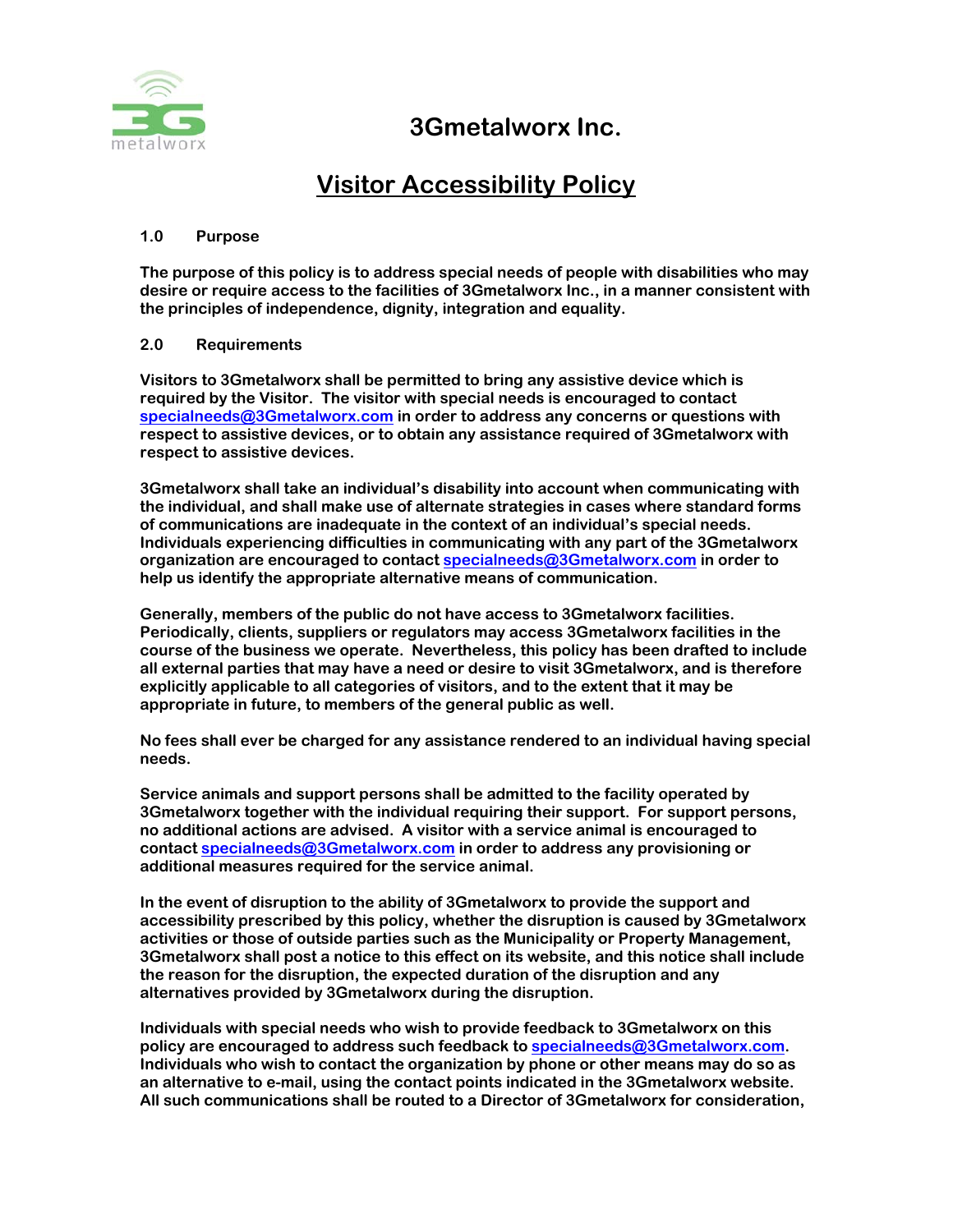# 3Gmetalworx Inc.

## Visitor Accessibility Policy

### 1.0 Purpose

The purpose of this policy is to address special needs of people with disabilities who may desire or require access to the facilities of 3Gmetalworx Inc., in a manner consistent with the principles of independence, dignity, integration and equality.

### 2.0 Requirements

Visitors to 3Gmetalworx shall be permitted to bring any assistive device which is required by the Visitor. The visitor with special needs is encouraged to contact specialneeds@3Gmetalworx.com in order to address any concerns or questions with respect to assistive devices, or to obtain any assistance required of 3Gmetalworx with respect to assistive devices.

3Gmetalworx shall take an individual's disability into account when communicating with the individual, and shall make use of alternate strategies in cases where standard forms of communications are inadequate in the context of an individual's special needs. Individuals experiencing difficulties in communicating with any part of the 3Gmetalworx organization are encouraged to contact specialneeds@3Gmetalworx.com in order to help us identify the appropriate alternative means of communication.

Generally, members of the public do not have access to 3Gmetalworx facilities. Periodically, clients, suppliers or regulators may access 3Gmetalworx facilities in the course of the business we operate. Nevertheless, this policy has been drafted to include all external parties that may have a need or desire to visit 3Gmetalworx, and is therefore explicitly applicable to all categories of visitors, and to the extent that it may be appropriate in future, to members of the general public as well.

No fees shall ever be charged for any assistance rendered to an individual having special needs.

Service animals and support persons shall be admitted to the facility operated by 3Gmetalworx together with the individual requiring their support. For support persons, no additional actions are advised. A visitor with a service animal is encouraged to contact specialneeds@3Gmetalworx.com in order to address any provisioning or additional measures required for the service animal.

In the event of disruption to the ability of 3Gmetalworx to provide the support and accessibility prescribed by this policy, whether the disruption is caused by 3Gmetalworx activities or those of outside parties such as the Municipality or Property Management, 3Gmetalworx shall post a notice to this effect on its website, and this notice shall include the reason for the disruption, the expected duration of the disruption and any alternatives provided by 3Gmetalworx during the disruption.

Individuals with special needs who wish to provide feedback to 3Gmetalworx on this policy are encouraged to address such feedback to specialneeds@3Gmetalworx.com. Individuals who wish to contact the organization by phone or other means may do so as an alternative to e-mail, using the contact points indicated in the 3Gmetalworx website. All such communications shall be routed to a Director of 3Gmetalworx for consideration,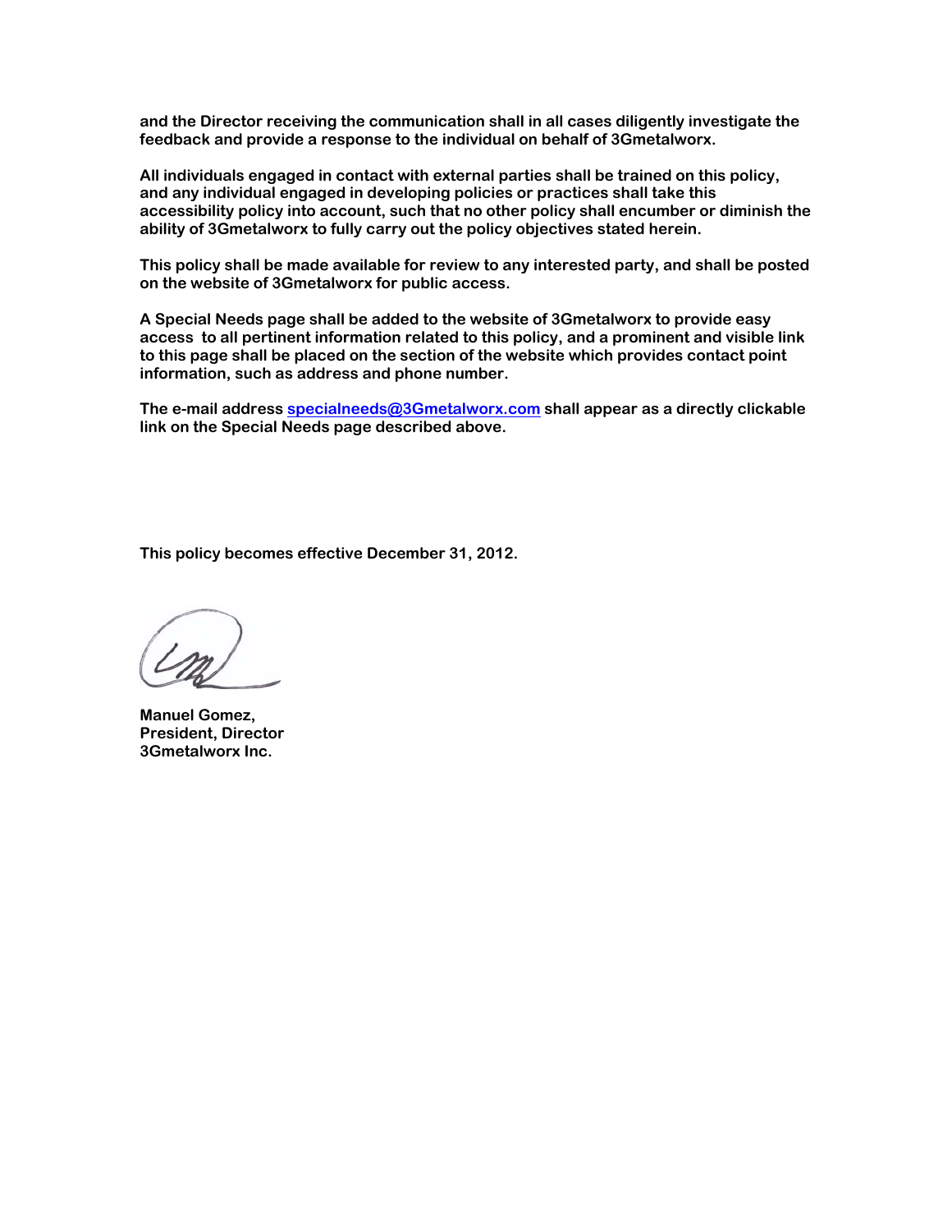**and the Director receiving the communication shall in all cases diligently investigate the feedback and provide a response to the individual on behalf of 3Gmetalworx.**

**All individuals engaged in contact with external parties shall be trained on this policy, and any individual engaged in developing policies or practices shall take this accessibility policy into account, such that no other policy shall encumber or diminish the ability of 3Gmetalworx to fully carry out the policy objectives stated herein.**

**This policy shall be made available for review to any interested party, and shall be posted on the website of 3Gmetalworx for public access.**

**A Special Needs page shall be added to the website of 3Gmetalworx to provide easy access to all pertinent information related to this policy, and a prominent and visible link to this page shall be placed on the section of the website which provides contact point information, such as address and phone number.**

**The e-mail address specialneeds@3Gmetalworx.com shall appear as a directly clickable link on the Special Needs page described above.**

**This policy becomes effective December 31, 2012.**

**Manuel Gomez,**
**President, Director**
**3Gmetalworx Inc.**